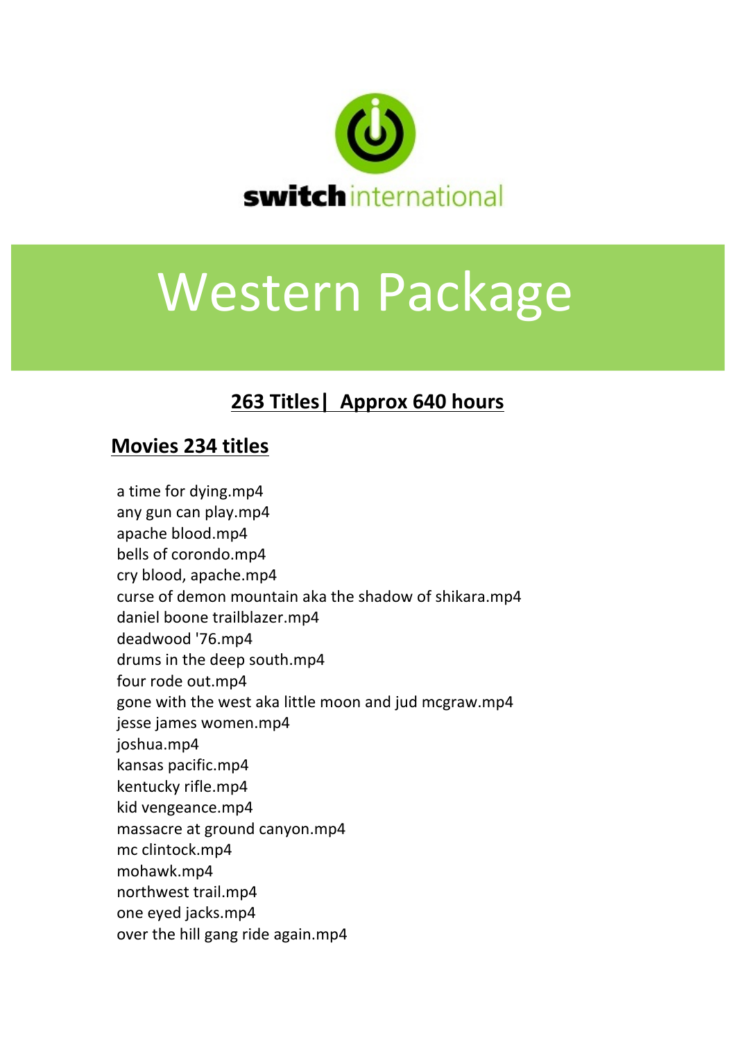switch international

# Western Package

## 263 Titles| Approx 640 hours

### Movies 234 titles

a time for dying.mp4
any gun can play.mp4
apache blood.mp4
bells of corondo.mp4
cry blood, apache.mp4
curse of demon mountain aka the shadow of shikara.mp4
daniel boone trailblazer.mp4
deadwood '76.mp4
drums in the deep south.mp4
four rode out.mp4
gone with the west aka little moon and jud mcgraw.mp4
jesse james women.mp4
joshua.mp4
kansas pacific.mp4
kentucky rifle.mp4
kid vengeance.mp4
massacre at ground canyon.mp4
mc clintock.mp4
mohawk.mp4
northwest trail.mp4
one eyed jacks.mp4
over the hill gang ride again.mp4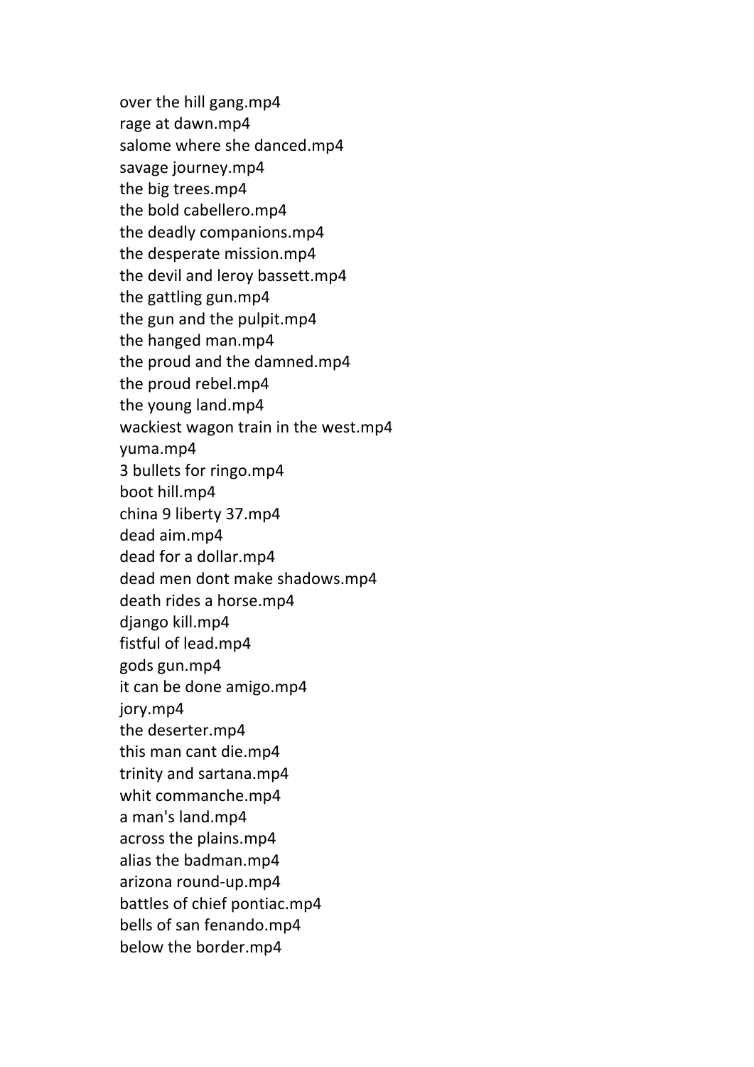over the hill gang.mp4
rage at dawn.mp4
salome where she danced.mp4
savage journey.mp4
the big trees.mp4
the bold cabellero.mp4
the deadly companions.mp4
the desperate mission.mp4
the devil and leroy bassett.mp4
the gattling gun.mp4
the gun and the pulpit.mp4
the hanged man.mp4
the proud and the damned.mp4
the proud rebel.mp4
the young land.mp4
wackiest wagon train in the west.mp4
yuma.mp4
3 bullets for ringo.mp4
boot hill.mp4
china 9 liberty 37.mp4
dead aim.mp4
dead for a dollar.mp4
dead men dont make shadows.mp4
death rides a horse.mp4
django kill.mp4
fistful of lead.mp4
gods gun.mp4
it can be done amigo.mp4
jory.mp4
the deserter.mp4
this man cant die.mp4
trinity and sartana.mp4
whit commanche.mp4
a man's land.mp4
across the plains.mp4
alias the badman.mp4
arizona round-up.mp4
battles of chief pontiac.mp4
bells of san fenando.mp4
below the border.mp4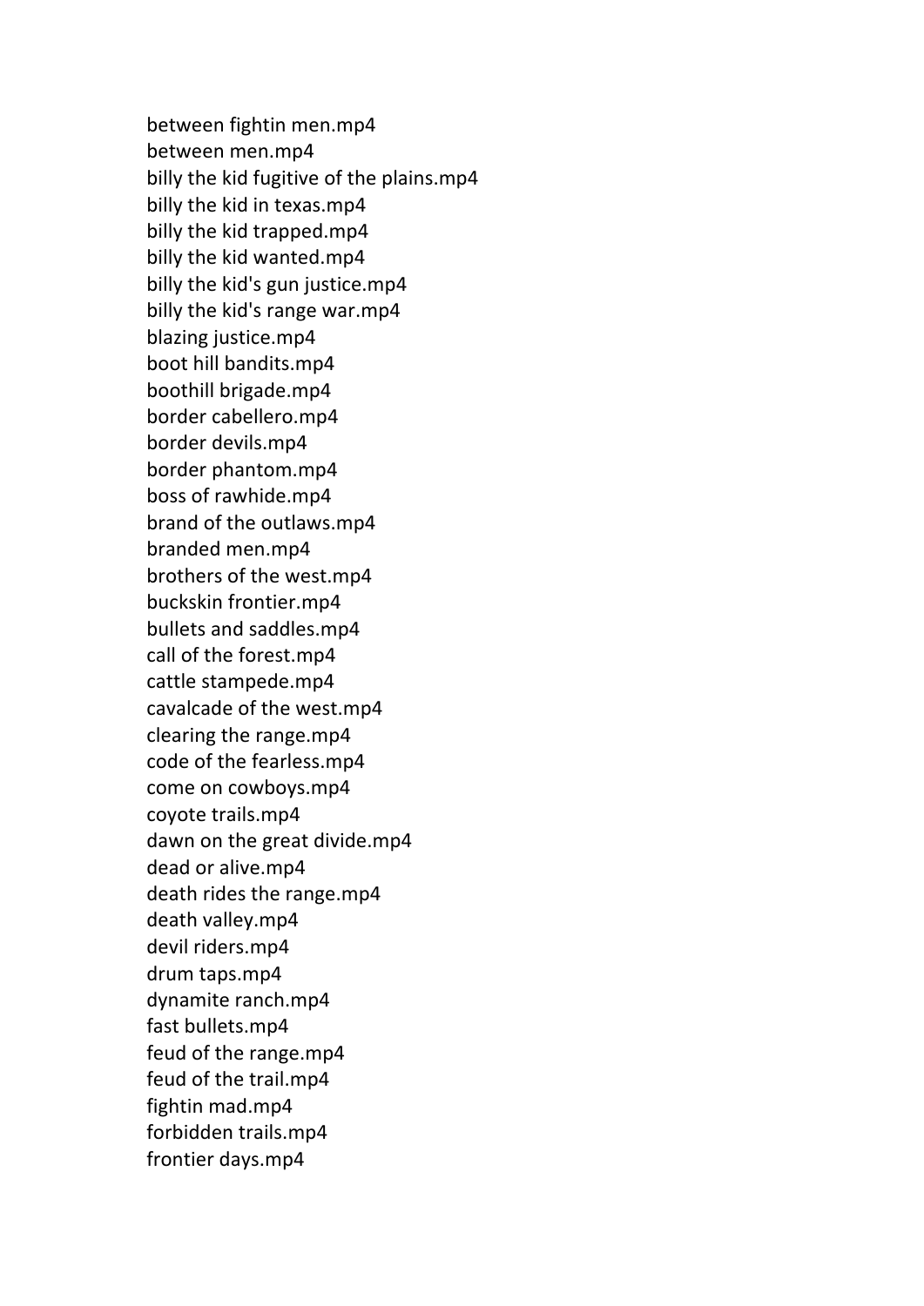between fightin men.mp4
between men.mp4
billy the kid fugitive of the plains.mp4
billy the kid in texas.mp4
billy the kid trapped.mp4
billy the kid wanted.mp4
billy the kid's gun justice.mp4
billy the kid's range war.mp4
blazing justice.mp4
boot hill bandits.mp4
boothill brigade.mp4
border cabellero.mp4
border devils.mp4
border phantom.mp4
boss of rawhide.mp4
brand of the outlaws.mp4
branded men.mp4
brothers of the west.mp4
buckskin frontier.mp4
bullets and saddles.mp4
call of the forest.mp4
cattle stampede.mp4
cavalcade of the west.mp4
clearing the range.mp4
code of the fearless.mp4
come on cowboys.mp4
coyote trails.mp4
dawn on the great divide.mp4
dead or alive.mp4
death rides the range.mp4
death valley.mp4
devil riders.mp4
drum taps.mp4
dynamite ranch.mp4
fast bullets.mp4
feud of the range.mp4
feud of the trail.mp4
fightin mad.mp4
forbidden trails.mp4
frontier days.mp4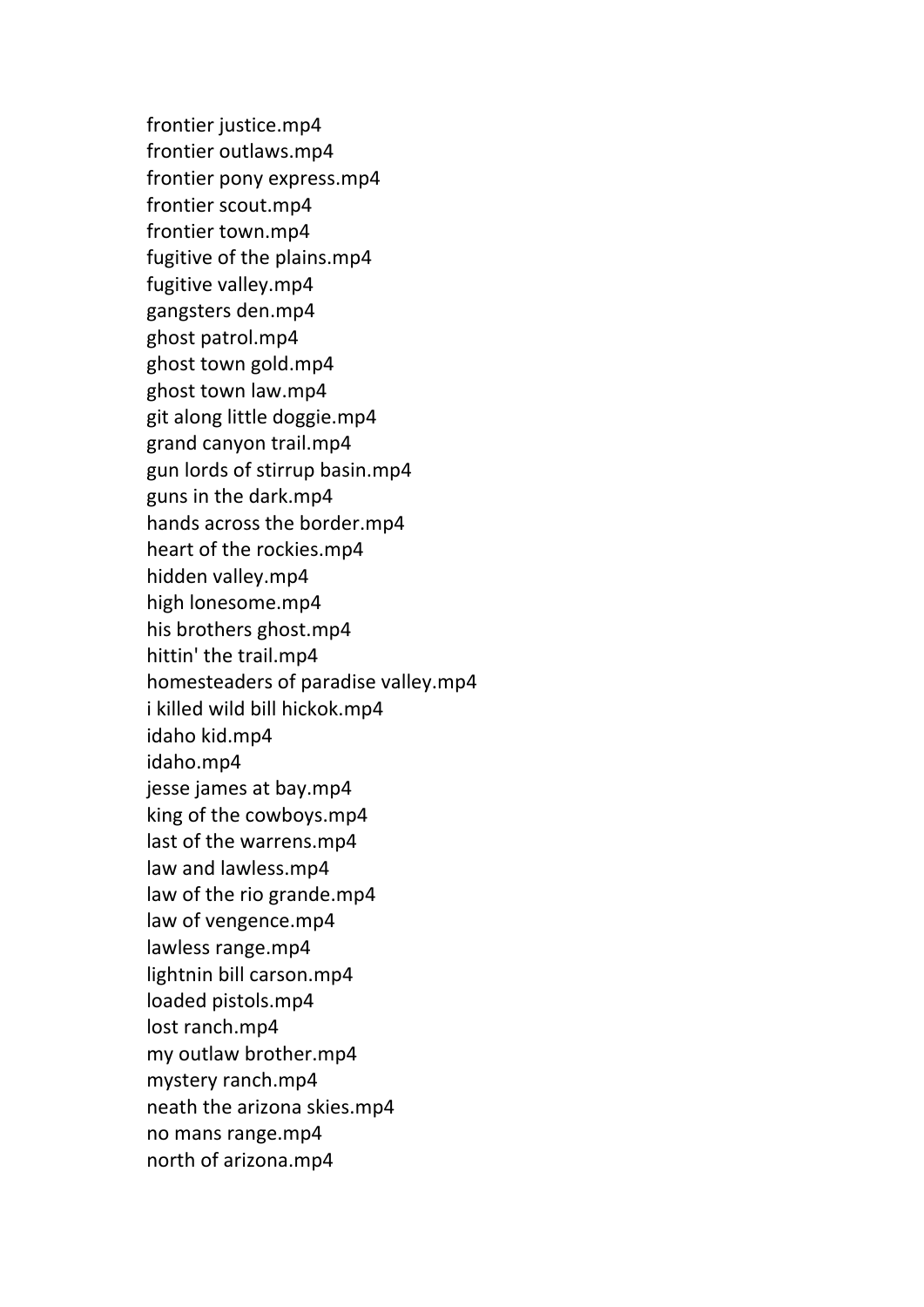frontier justice.mp4
frontier outlaws.mp4
frontier pony express.mp4
frontier scout.mp4
frontier town.mp4
fugitive of the plains.mp4
fugitive valley.mp4
gangsters den.mp4
ghost patrol.mp4
ghost town gold.mp4
ghost town law.mp4
git along little doggie.mp4
grand canyon trail.mp4
gun lords of stirrup basin.mp4
guns in the dark.mp4
hands across the border.mp4
heart of the rockies.mp4
hidden valley.mp4
high lonesome.mp4
his brothers ghost.mp4
hittin' the trail.mp4
homesteaders of paradise valley.mp4
i killed wild bill hickok.mp4
idaho kid.mp4
idaho.mp4
jesse james at bay.mp4
king of the cowboys.mp4
last of the warrens.mp4
law and lawless.mp4
law of the rio grande.mp4
law of vengence.mp4
lawless range.mp4
lightnin bill carson.mp4
loaded pistols.mp4
lost ranch.mp4
my outlaw brother.mp4
mystery ranch.mp4
neath the arizona skies.mp4
no mans range.mp4
north of arizona.mp4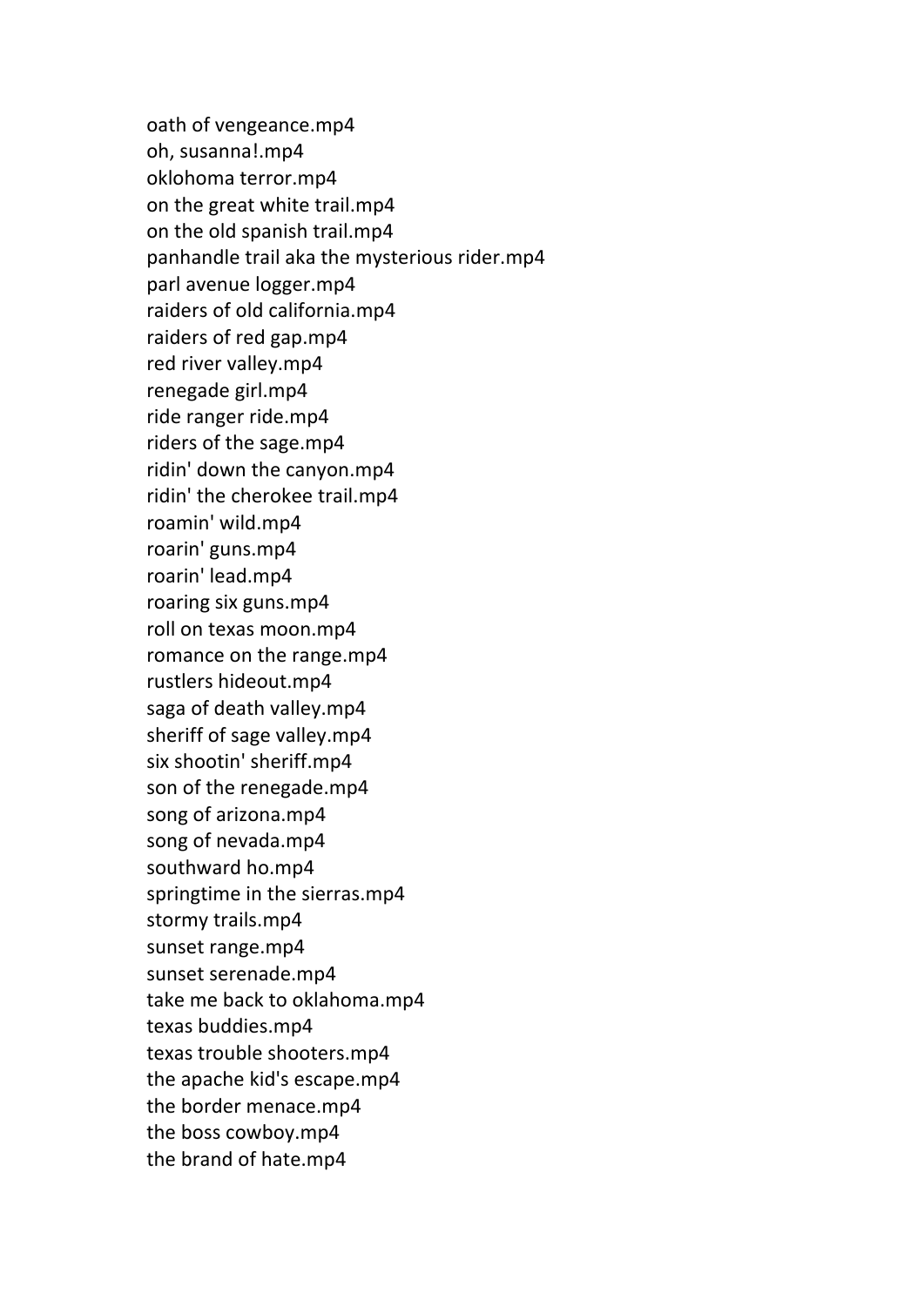oath of vengeance.mp4
oh, susanna!.mp4
oklohoma terror.mp4
on the great white trail.mp4
on the old spanish trail.mp4
panhandle trail aka the mysterious rider.mp4
parl avenue logger.mp4
raiders of old california.mp4
raiders of red gap.mp4
red river valley.mp4
renegade girl.mp4
ride ranger ride.mp4
riders of the sage.mp4
ridin' down the canyon.mp4
ridin' the cherokee trail.mp4
roamin' wild.mp4
roarin' guns.mp4
roarin' lead.mp4
roaring six guns.mp4
roll on texas moon.mp4
romance on the range.mp4
rustlers hideout.mp4
saga of death valley.mp4
sheriff of sage valley.mp4
six shootin' sheriff.mp4
son of the renegade.mp4
song of arizona.mp4
song of nevada.mp4
southward ho.mp4
springtime in the sierras.mp4
stormy trails.mp4
sunset range.mp4
sunset serenade.mp4
take me back to oklahoma.mp4
texas buddies.mp4
texas trouble shooters.mp4
the apache kid's escape.mp4
the border menace.mp4
the boss cowboy.mp4
the brand of hate.mp4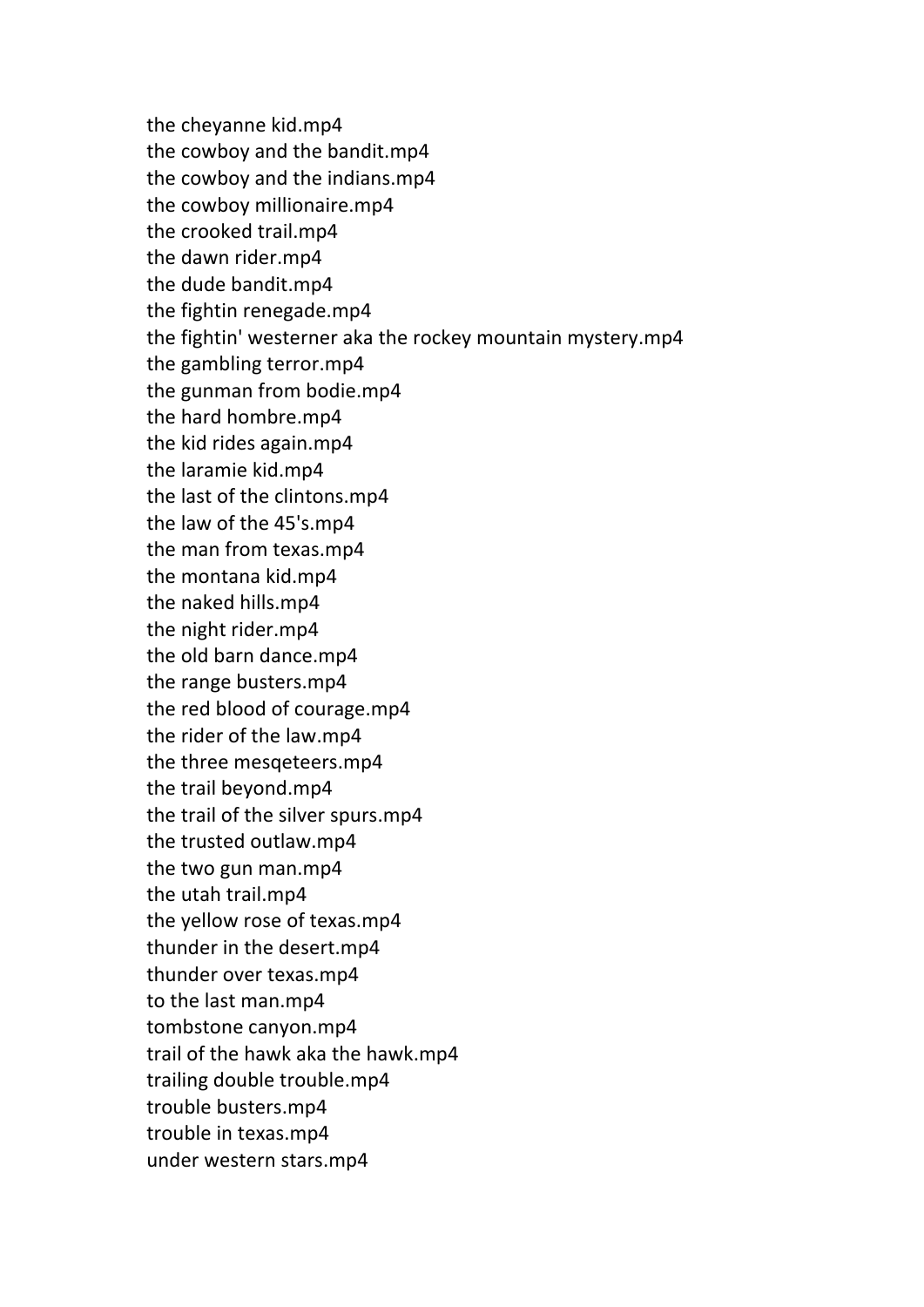the cheyanne kid.mp4
the cowboy and the bandit.mp4
the cowboy and the indians.mp4
the cowboy millionaire.mp4
the crooked trail.mp4
the dawn rider.mp4
the dude bandit.mp4
the fightin renegade.mp4
the fightin' westerner aka the rockey mountain mystery.mp4
the gambling terror.mp4
the gunman from bodie.mp4
the hard hombre.mp4
the kid rides again.mp4
the laramie kid.mp4
the last of the clintons.mp4
the law of the 45's.mp4
the man from texas.mp4
the montana kid.mp4
the naked hills.mp4
the night rider.mp4
the old barn dance.mp4
the range busters.mp4
the red blood of courage.mp4
the rider of the law.mp4
the three mesqeteers.mp4
the trail beyond.mp4
the trail of the silver spurs.mp4
the trusted outlaw.mp4
the two gun man.mp4
the utah trail.mp4
the yellow rose of texas.mp4
thunder in the desert.mp4
thunder over texas.mp4
to the last man.mp4
tombstone canyon.mp4
trail of the hawk aka the hawk.mp4
trailing double trouble.mp4
trouble busters.mp4
trouble in texas.mp4
under western stars.mp4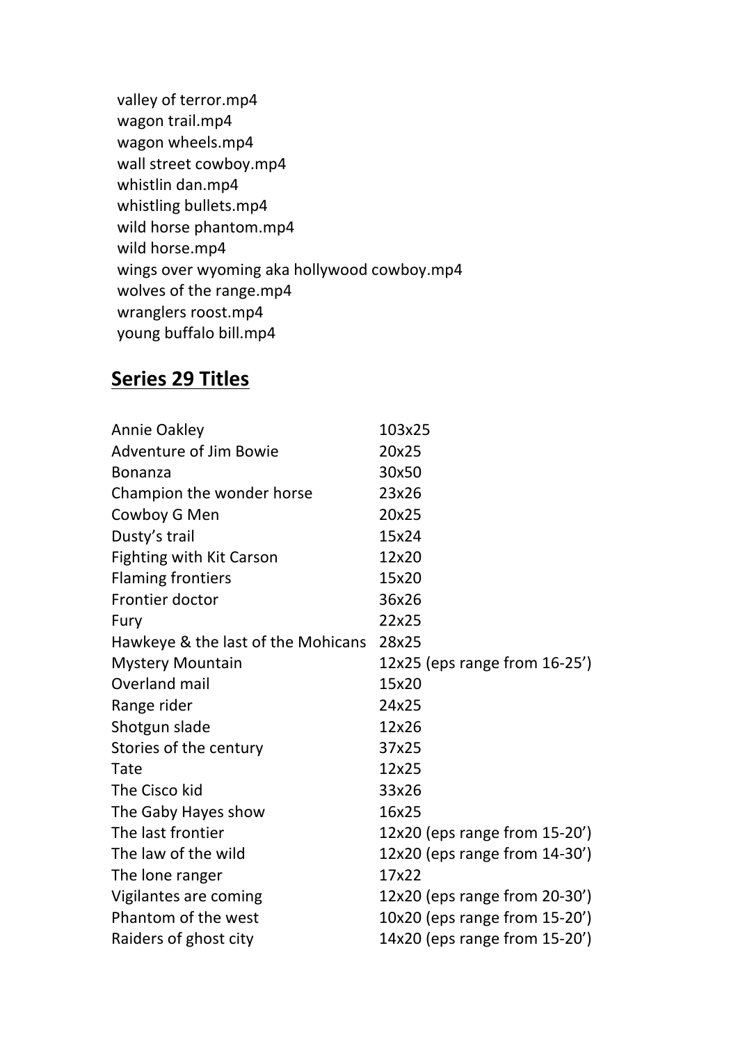valley of terror.mp4
wagon trail.mp4
wagon wheels.mp4
wall street cowboy.mp4
whistlin dan.mp4
whistling bullets.mp4
wild horse phantom.mp4
wild horse.mp4
wings over wyoming aka hollywood cowboy.mp4
wolves of the range.mp4
wranglers roost.mp4
young buffalo bill.mp4

## **Series 29 Titles**

| | |
|---|---|
| Annie Oakley | 103x25 |
| Adventure of Jim Bowie | 20x25 |
| Bonanza | 30x50 |
| Champion the wonder horse | 23x26 |
| Cowboy G Men | 20x25 |
| Dusty's trail | 15x24 |
| Fighting with Kit Carson | 12x20 |
| Flaming frontiers | 15x20 |
| Frontier doctor | 36x26 |
| Fury | 22x25 |
| Hawkeye & the last of the Mohicans | 28x25 |
| Mystery Mountain | 12x25 (eps range from 16-25') |
| Overland mail | 15x20 |
| Range rider | 24x25 |
| Shotgun slade | 12x26 |
| Stories of the century | 37x25 |
| Tate | 12x25 |
| The Cisco kid | 33x26 |
| The Gaby Hayes show | 16x25 |
| The last frontier | 12x20 (eps range from 15-20') |
| The law of the wild | 12x20 (eps range from 14-30') |
| The lone ranger | 17x22 |
| Vigilantes are coming | 12x20 (eps range from 20-30') |
| Phantom of the west | 10x20 (eps range from 15-20') |
| Raiders of ghost city | 14x20 (eps range from 15-20') |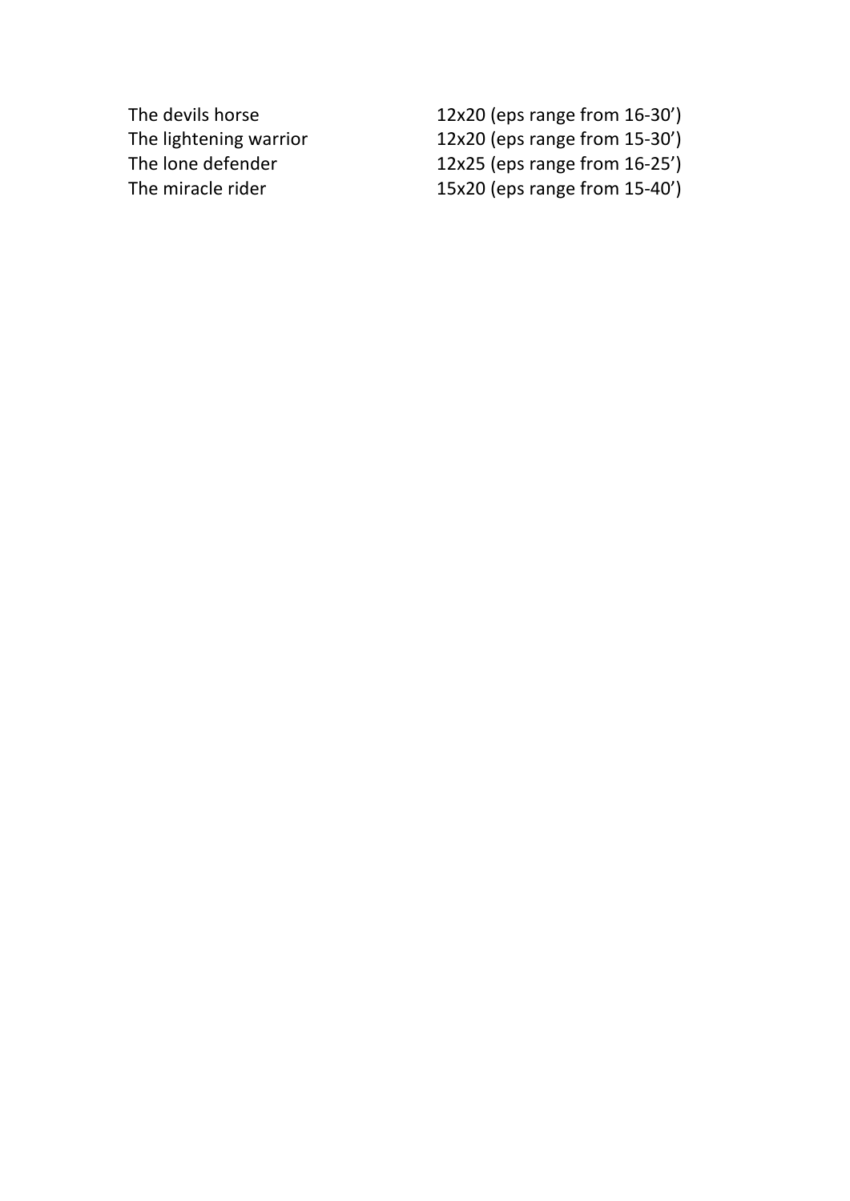| | |
|---|---|
| The devils horse | 12x20 (eps range from 16-30’) |
| The lightening warrior | 12x20 (eps range from 15-30’) |
| The lone defender | 12x25 (eps range from 16-25’) |
| The miracle rider | 15x20 (eps range from 15-40’) |